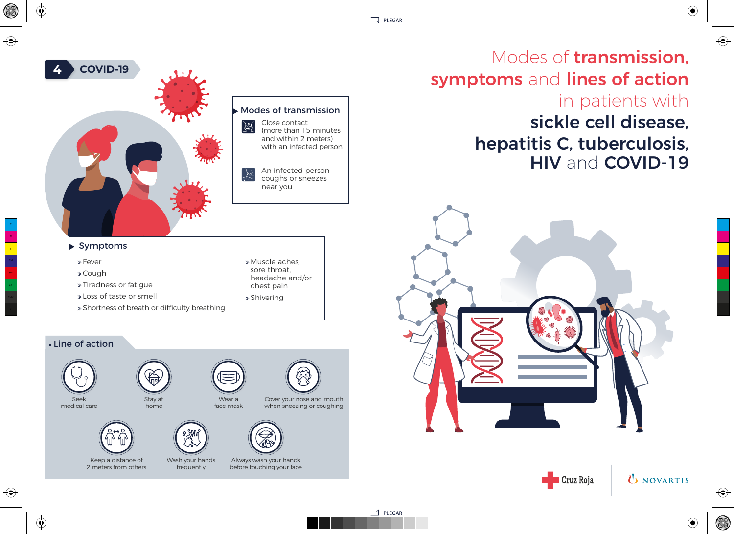# Modes of transmission, symptoms and lines of action in patients with sickle cell disease, hepatitis C, tuberculosis, HIV and COVID-19

## 4 COVID-19

### Modes of transmission

- Close contact (more than 15 minutes and within 2 meters) with an infected person
- An infected person coughs or sneezes near you

### Symptoms

- Fever
- Cough
- Tiredness or fatigue
- Loss of taste or smell
- Shortness of breath or difficulty breathing
- Muscle aches, sore throat, headache and/or chest pain
- Shivering

### Line of action

- Seek medical care
- Stay at home
- Wear a face mask
- Cover your nose and mouth when sneezing or coughing
- Keep a distance of 2 meters from others
- Wash your hands frequently
- Always wash your hands before touching your face

Cruz Roja | NOVARTIS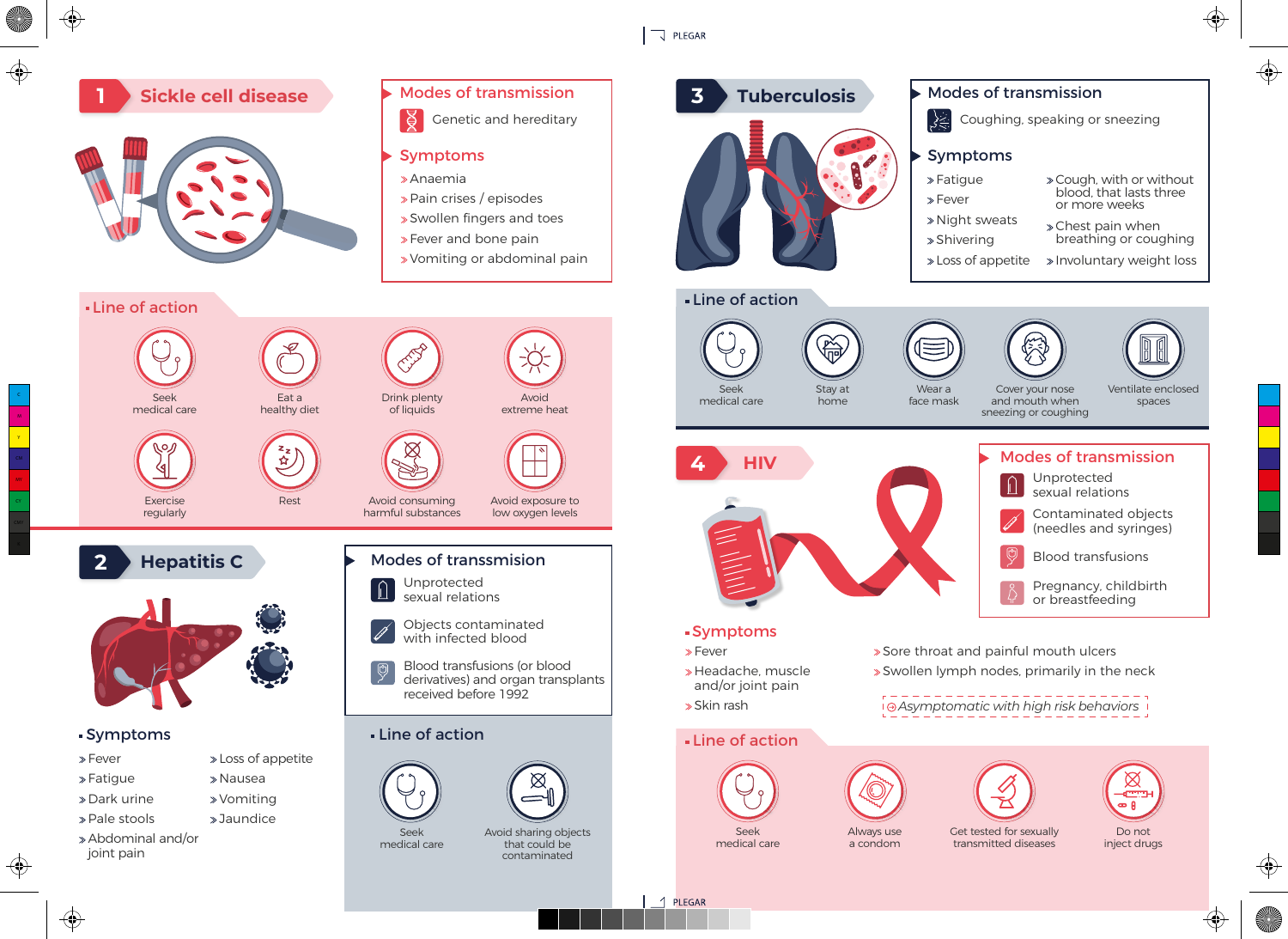## 1 Sickle cell disease

### Modes of transmission

Genetic and hereditary

### Symptoms

- Anaemia
- Pain crises / episodes
- Swollen fingers and toes
- Fever and bone pain
- Vomiting or abdominal pain

### Line of action

- Seek medical care
- Eat a healthy diet
- Drink plenty of liquids
- Avoid extreme heat
- Exercise regularly
- Rest
- Avoid consuming harmful substances
- Avoid exposure to low oxygen levels

## 2 Hepatitis C

### Modes of transmsision

- Unprotected sexual relations
- Objects contaminated with infected blood
- Blood transfusions (or blood derivatives) and organ transplants received before 1992

### Symptoms

- Fever
- Fatigue
- Dark urine
- Pale stools
- Abdominal and/or joint pain
- Loss of appetite
- Nausea
- Vomiting
- Jaundice

### Line of action

- Seek medical care
- Avoid sharing objects that could be contaminated

## 3 Tuberculosis

### Modes of transmission

Coughing, speaking or sneezing

### Symptoms

- Fatigue
- Fever
- Night sweats
- Shivering
- Loss of appetite
- Cough, with or without blood, that lasts three or more weeks
- Chest pain when breathing or coughing
- Involuntary weight loss

### Line of action

- Seek medical care
- Stay at home
- Wear a face mask
- Cover your nose and mouth when sneezing or coughing
- Ventilate enclosed spaces

## 4 HIV

### Modes of transmission

- Unprotected sexual relations
- Contaminated objects (needles and syringes)
- Blood transfusions
- Pregnancy, childbirth or breastfeeding

### Symptoms

- Fever
- Headache, muscle and/or joint pain
- Skin rash
- Sore throat and painful mouth ulcers
- Swollen lymph nodes, primarily in the neck

*Asymptomatic with high risk behaviors*

### Line of action

- Seek medical care
- Always use a condom
- Get tested for sexually transmitted diseases
- Do not inject drugs